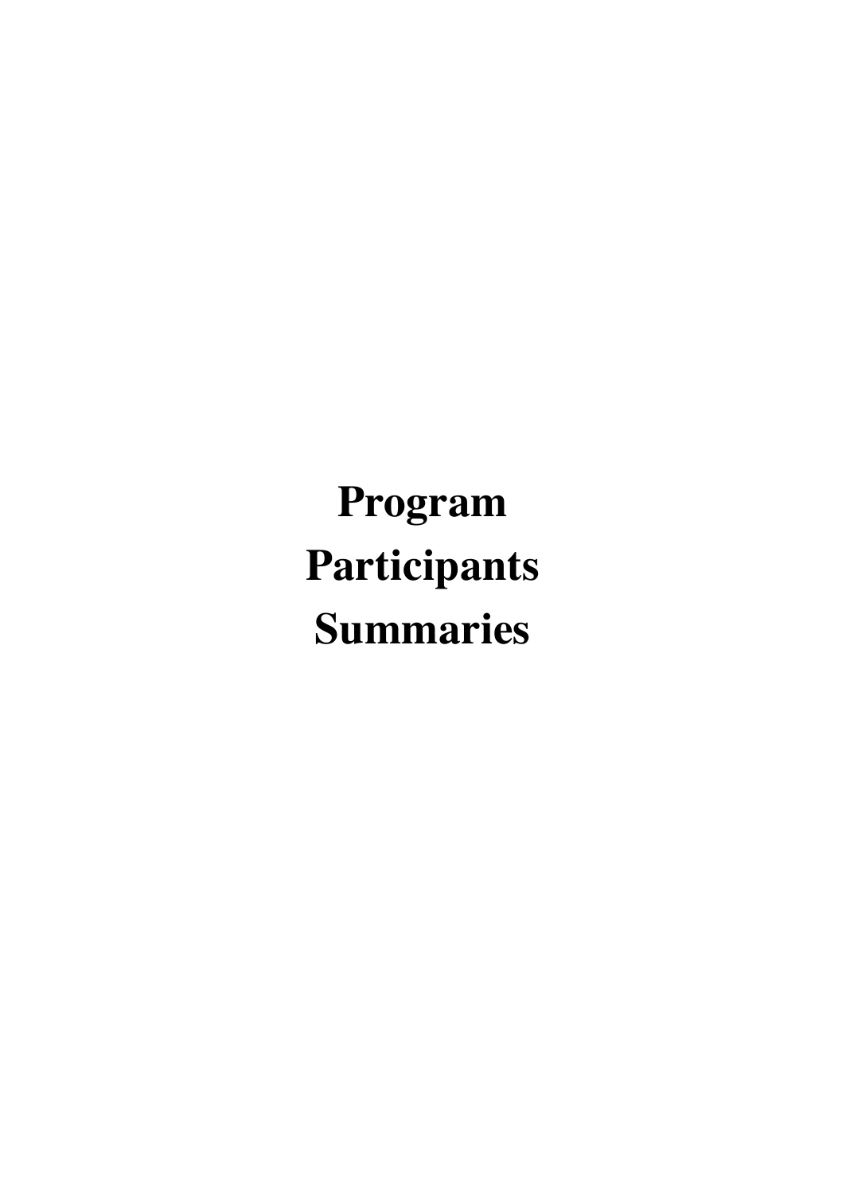# Program Participants Summaries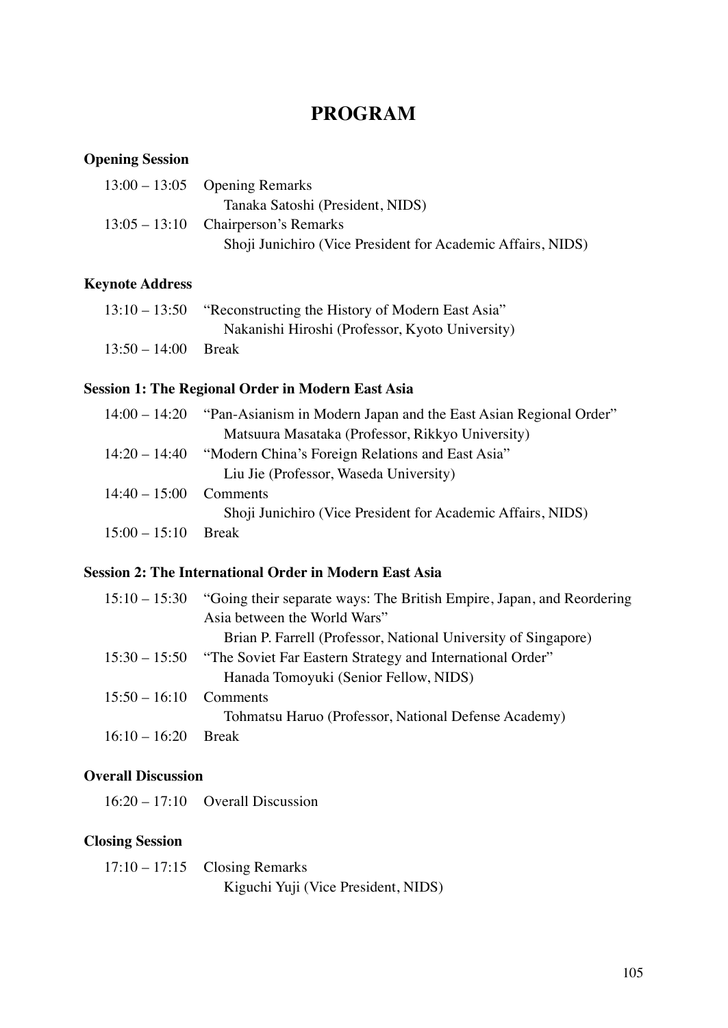# PROGRAM

## Opening Session

| | |
|---|---|
| 13:00 – 13:05 | Opening Remarks<br>Tanaka Satoshi (President, NIDS) |
| 13:05 – 13:10 | Chairperson's Remarks<br>Shoji Junichiro (Vice President for Academic Affairs, NIDS) |

## Keynote Address

| | |
|---|---|
| 13:10 – 13:50 | "Reconstructing the History of Modern East Asia"<br>Nakanishi Hiroshi (Professor, Kyoto University) |
| 13:50 – 14:00 | Break |

## Session 1: The Regional Order in Modern East Asia

| | |
|---|---|
| 14:00 – 14:20 | "Pan-Asianism in Modern Japan and the East Asian Regional Order"<br>Matsuura Masataka (Professor, Rikkyo University) |
| 14:20 – 14:40 | "Modern China's Foreign Relations and East Asia"<br>Liu Jie (Professor, Waseda University) |
| 14:40 – 15:00 | Comments<br>Shoji Junichiro (Vice President for Academic Affairs, NIDS) |
| 15:00 – 15:10 | Break |

## Session 2: The International Order in Modern East Asia

| | |
|---|---|
| 15:10 – 15:30 | "Going their separate ways: The British Empire, Japan, and Reordering Asia between the World Wars"<br>Brian P. Farrell (Professor, National University of Singapore) |
| 15:30 – 15:50 | "The Soviet Far Eastern Strategy and International Order"<br>Hanada Tomoyuki (Senior Fellow, NIDS) |
| 15:50 – 16:10 | Comments<br>Tohmatsu Haruo (Professor, National Defense Academy) |
| 16:10 – 16:20 | Break |

## Overall Discussion

| | |
|---|---|
| 16:20 – 17:10 | Overall Discussion |

## Closing Session

| | |
|---|---|
| 17:10 – 17:15 | Closing Remarks<br>Kiguchi Yuji (Vice President, NIDS) |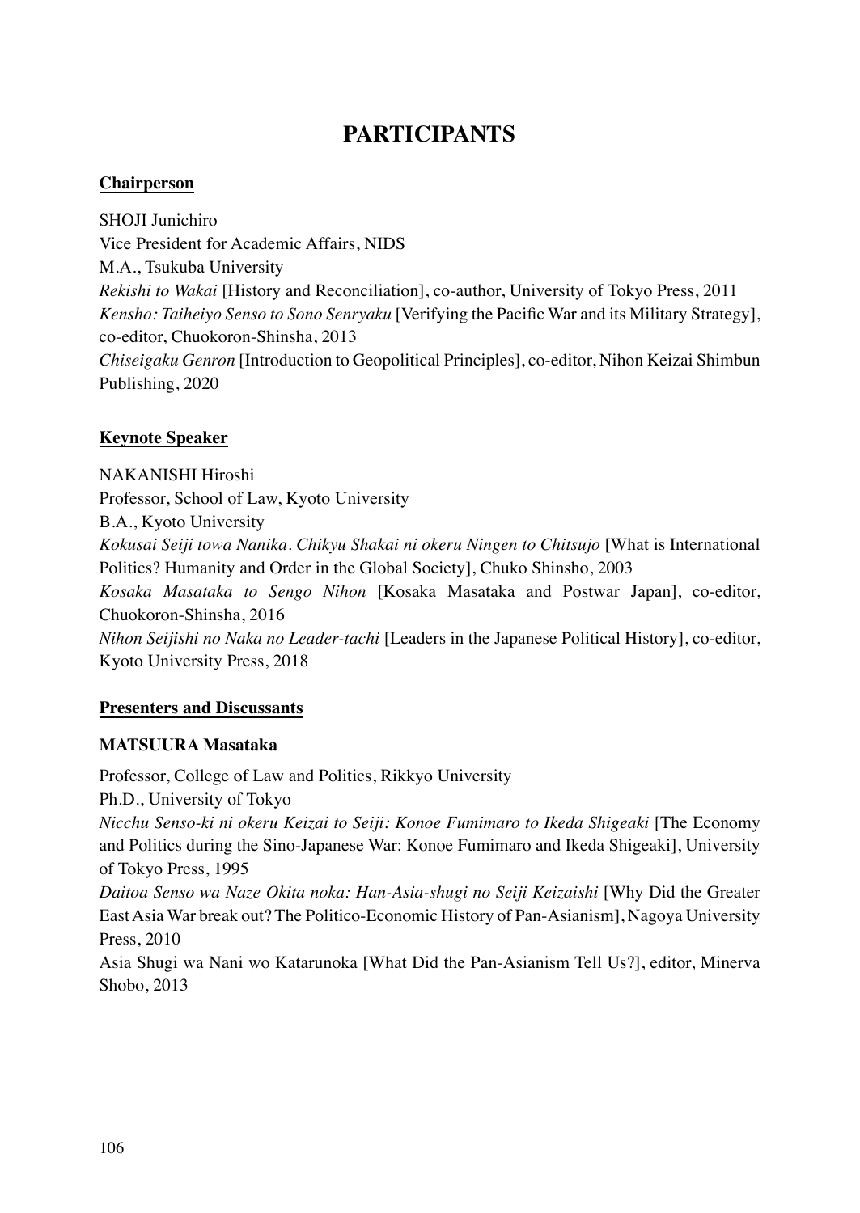# PARTICIPANTS

## Chairperson

SHOJI Junichiro
Vice President for Academic Affairs, NIDS
M.A., Tsukuba University
*Rekishi to Wakai* [History and Reconciliation], co-author, University of Tokyo Press, 2011
*Kensho: Taiheiyo Senso to Sono Senryaku* [Verifying the Pacific War and its Military Strategy], co-editor, Chuokoron-Shinsha, 2013
*Chiseigaku Genron* [Introduction to Geopolitical Principles], co-editor, Nihon Keizai Shimbun Publishing, 2020

## Keynote Speaker

NAKANISHI Hiroshi
Professor, School of Law, Kyoto University
B.A., Kyoto University
*Kokusai Seiji towa Nanika. Chikyu Shakai ni okeru Ningen to Chitsujo* [What is International Politics? Humanity and Order in the Global Society], Chuko Shinsho, 2003
*Kosaka Masataka to Sengo Nihon* [Kosaka Masataka and Postwar Japan], co-editor, Chuokoron-Shinsha, 2016
*Nihon Seijishi no Naka no Leader-tachi* [Leaders in the Japanese Political History], co-editor, Kyoto University Press, 2018

## Presenters and Discussants

### MATSUURA Masataka

Professor, College of Law and Politics, Rikkyo University
Ph.D., University of Tokyo
*Nicchu Senso-ki ni okeru Keizai to Seiji: Konoe Fumimaro to Ikeda Shigeaki* [The Economy and Politics during the Sino-Japanese War: Konoe Fumimaro and Ikeda Shigeaki], University of Tokyo Press, 1995
*Daitoa Senso wa Naze Okita noka: Han-Asia-shugi no Seiji Keizaishi* [Why Did the Greater East Asia War break out? The Politico-Economic History of Pan-Asianism], Nagoya University Press, 2010
Asia Shugi wa Nani wo Katarunoka [What Did the Pan-Asianism Tell Us?], editor, Minerva Shobo, 2013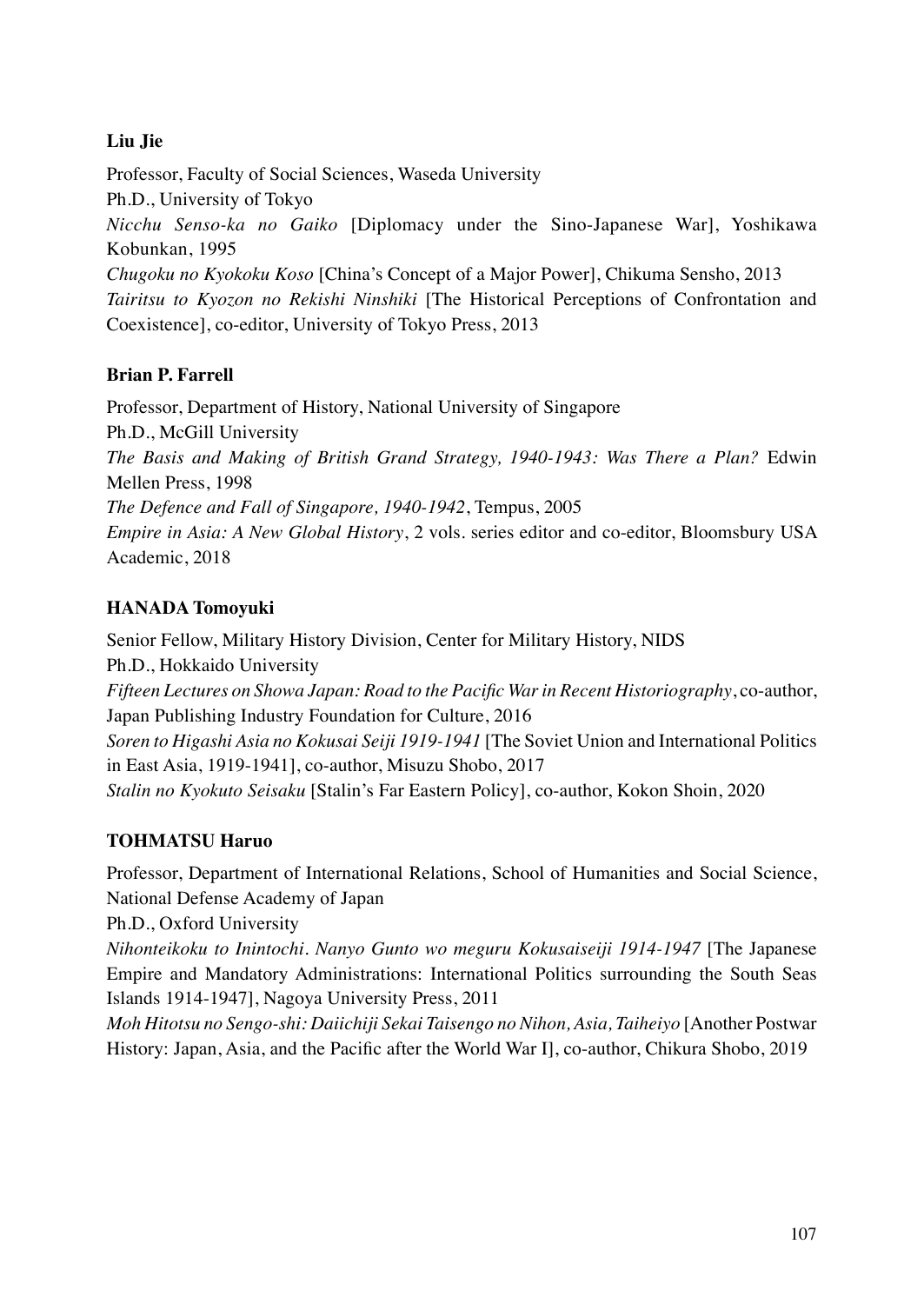**Liu Jie**

Professor, Faculty of Social Sciences, Waseda University
Ph.D., University of Tokyo
*Nicchu Senso-ka no Gaiko* [Diplomacy under the Sino-Japanese War], Yoshikawa Kobunkan, 1995
*Chugoku no Kyokoku Koso* [China's Concept of a Major Power], Chikuma Sensho, 2013
*Tairitsu to Kyozon no Rekishi Ninshiki* [The Historical Perceptions of Confrontation and Coexistence], co-editor, University of Tokyo Press, 2013

**Brian P. Farrell**

Professor, Department of History, National University of Singapore
Ph.D., McGill University
*The Basis and Making of British Grand Strategy, 1940-1943: Was There a Plan?* Edwin Mellen Press, 1998
*The Defence and Fall of Singapore, 1940-1942*, Tempus, 2005
*Empire in Asia: A New Global History*, 2 vols. series editor and co-editor, Bloomsbury USA Academic, 2018

**HANADA Tomoyuki**

Senior Fellow, Military History Division, Center for Military History, NIDS
Ph.D., Hokkaido University
*Fifteen Lectures on Showa Japan: Road to the Pacific War in Recent Historiography*, co-author, Japan Publishing Industry Foundation for Culture, 2016
*Soren to Higashi Asia no Kokusai Seiji 1919-1941* [The Soviet Union and International Politics in East Asia, 1919-1941], co-author, Misuzu Shobo, 2017
*Stalin no Kyokuto Seisaku* [Stalin's Far Eastern Policy], co-author, Kokon Shoin, 2020

**TOHMATSU Haruo**

Professor, Department of International Relations, School of Humanities and Social Science, National Defense Academy of Japan
Ph.D., Oxford University
*Nihonteikoku to Inintochi. Nanyo Gunto wo meguru Kokusaiseiji 1914-1947* [The Japanese Empire and Mandatory Administrations: International Politics surrounding the South Seas Islands 1914-1947], Nagoya University Press, 2011
*Moh Hitotsu no Sengo-shi: Daiichiji Sekai Taisengo no Nihon, Asia, Taiheiyo* [Another Postwar History: Japan, Asia, and the Pacific after the World War I], co-author, Chikura Shobo, 2019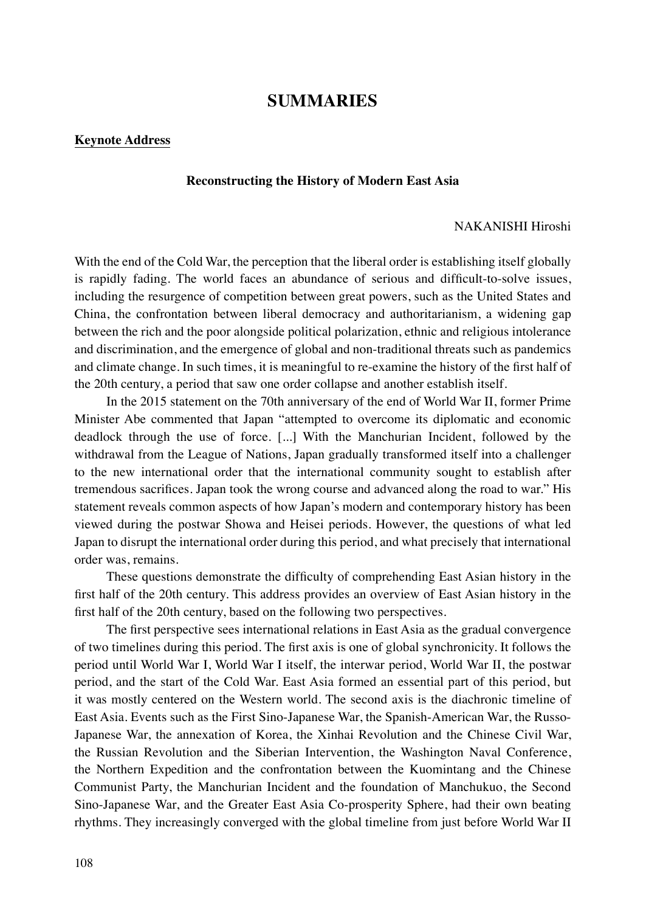# SUMMARIES

## Keynote Address

### Reconstructing the History of Modern East Asia

NAKANISHI Hiroshi

With the end of the Cold War, the perception that the liberal order is establishing itself globally is rapidly fading. The world faces an abundance of serious and difficult-to-solve issues, including the resurgence of competition between great powers, such as the United States and China, the confrontation between liberal democracy and authoritarianism, a widening gap between the rich and the poor alongside political polarization, ethnic and religious intolerance and discrimination, and the emergence of global and non-traditional threats such as pandemics and climate change. In such times, it is meaningful to re-examine the history of the first half of the 20th century, a period that saw one order collapse and another establish itself.

In the 2015 statement on the 70th anniversary of the end of World War II, former Prime Minister Abe commented that Japan "attempted to overcome its diplomatic and economic deadlock through the use of force. [...] With the Manchurian Incident, followed by the withdrawal from the League of Nations, Japan gradually transformed itself into a challenger to the new international order that the international community sought to establish after tremendous sacrifices. Japan took the wrong course and advanced along the road to war." His statement reveals common aspects of how Japan's modern and contemporary history has been viewed during the postwar Showa and Heisei periods. However, the questions of what led Japan to disrupt the international order during this period, and what precisely that international order was, remains.

These questions demonstrate the difficulty of comprehending East Asian history in the first half of the 20th century. This address provides an overview of East Asian history in the first half of the 20th century, based on the following two perspectives.

The first perspective sees international relations in East Asia as the gradual convergence of two timelines during this period. The first axis is one of global synchronicity. It follows the period until World War I, World War I itself, the interwar period, World War II, the postwar period, and the start of the Cold War. East Asia formed an essential part of this period, but it was mostly centered on the Western world. The second axis is the diachronic timeline of East Asia. Events such as the First Sino-Japanese War, the Spanish-American War, the Russo-Japanese War, the annexation of Korea, the Xinhai Revolution and the Chinese Civil War, the Russian Revolution and the Siberian Intervention, the Washington Naval Conference, the Northern Expedition and the confrontation between the Kuomintang and the Chinese Communist Party, the Manchurian Incident and the foundation of Manchukuo, the Second Sino-Japanese War, and the Greater East Asia Co-prosperity Sphere, had their own beating rhythms. They increasingly converged with the global timeline from just before World War II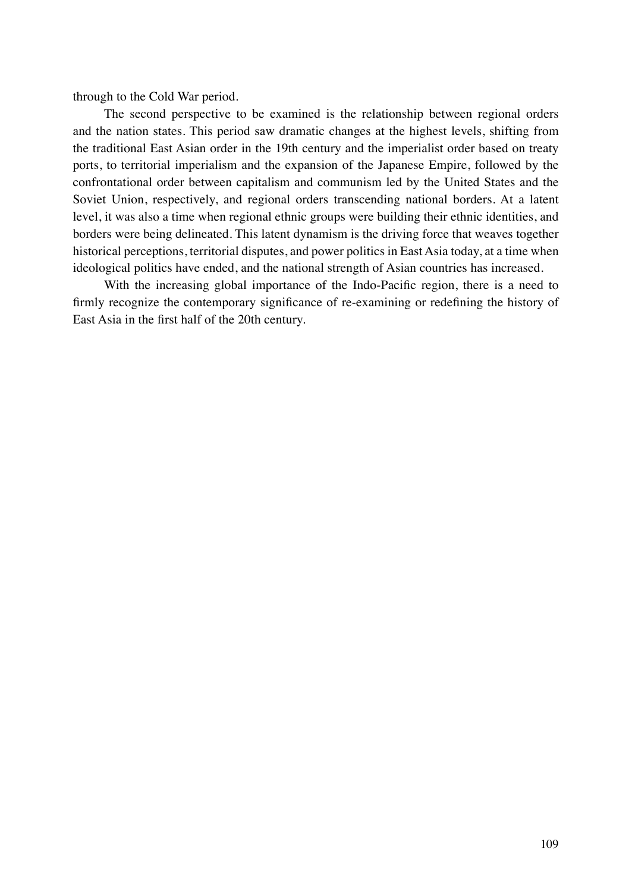through to the Cold War period.

The second perspective to be examined is the relationship between regional orders and the nation states. This period saw dramatic changes at the highest levels, shifting from the traditional East Asian order in the 19th century and the imperialist order based on treaty ports, to territorial imperialism and the expansion of the Japanese Empire, followed by the confrontational order between capitalism and communism led by the United States and the Soviet Union, respectively, and regional orders transcending national borders. At a latent level, it was also a time when regional ethnic groups were building their ethnic identities, and borders were being delineated. This latent dynamism is the driving force that weaves together historical perceptions, territorial disputes, and power politics in East Asia today, at a time when ideological politics have ended, and the national strength of Asian countries has increased.

With the increasing global importance of the Indo-Pacific region, there is a need to firmly recognize the contemporary significance of re-examining or redefining the history of East Asia in the first half of the 20th century.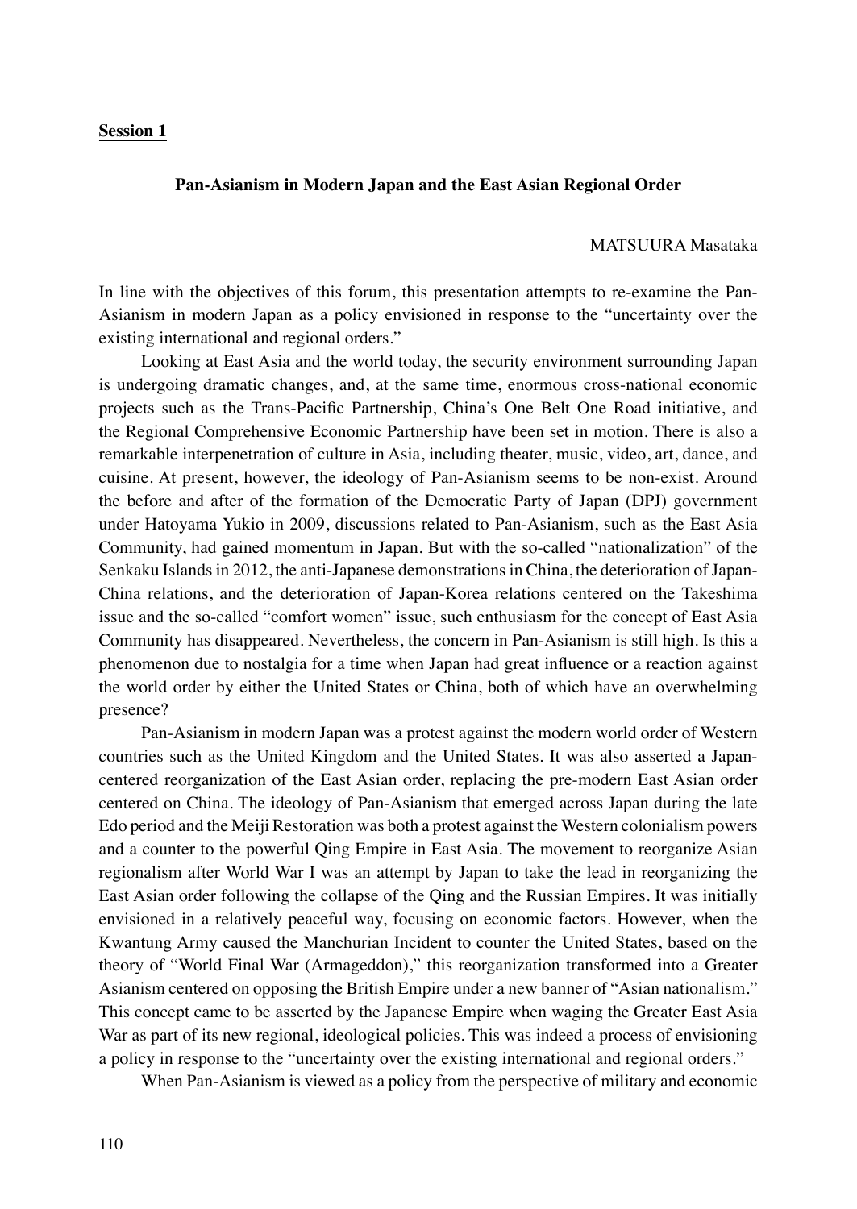**Session 1**

### Pan-Asianism in Modern Japan and the East Asian Regional Order

MATSUURA Masataka

In line with the objectives of this forum, this presentation attempts to re-examine the Pan-Asianism in modern Japan as a policy envisioned in response to the "uncertainty over the existing international and regional orders."

Looking at East Asia and the world today, the security environment surrounding Japan is undergoing dramatic changes, and, at the same time, enormous cross-national economic projects such as the Trans-Pacific Partnership, China's One Belt One Road initiative, and the Regional Comprehensive Economic Partnership have been set in motion. There is also a remarkable interpenetration of culture in Asia, including theater, music, video, art, dance, and cuisine. At present, however, the ideology of Pan-Asianism seems to be non-exist. Around the before and after of the formation of the Democratic Party of Japan (DPJ) government under Hatoyama Yukio in 2009, discussions related to Pan-Asianism, such as the East Asia Community, had gained momentum in Japan. But with the so-called "nationalization" of the Senkaku Islands in 2012, the anti-Japanese demonstrations in China, the deterioration of Japan-China relations, and the deterioration of Japan-Korea relations centered on the Takeshima issue and the so-called "comfort women" issue, such enthusiasm for the concept of East Asia Community has disappeared. Nevertheless, the concern in Pan-Asianism is still high. Is this a phenomenon due to nostalgia for a time when Japan had great influence or a reaction against the world order by either the United States or China, both of which have an overwhelming presence?

Pan-Asianism in modern Japan was a protest against the modern world order of Western countries such as the United Kingdom and the United States. It was also asserted a Japan-centered reorganization of the East Asian order, replacing the pre-modern East Asian order centered on China. The ideology of Pan-Asianism that emerged across Japan during the late Edo period and the Meiji Restoration was both a protest against the Western colonialism powers and a counter to the powerful Qing Empire in East Asia. The movement to reorganize Asian regionalism after World War I was an attempt by Japan to take the lead in reorganizing the East Asian order following the collapse of the Qing and the Russian Empires. It was initially envisioned in a relatively peaceful way, focusing on economic factors. However, when the Kwantung Army caused the Manchurian Incident to counter the United States, based on the theory of "World Final War (Armageddon)," this reorganization transformed into a Greater Asianism centered on opposing the British Empire under a new banner of "Asian nationalism." This concept came to be asserted by the Japanese Empire when waging the Greater East Asia War as part of its new regional, ideological policies. This was indeed a process of envisioning a policy in response to the "uncertainty over the existing international and regional orders."

When Pan-Asianism is viewed as a policy from the perspective of military and economic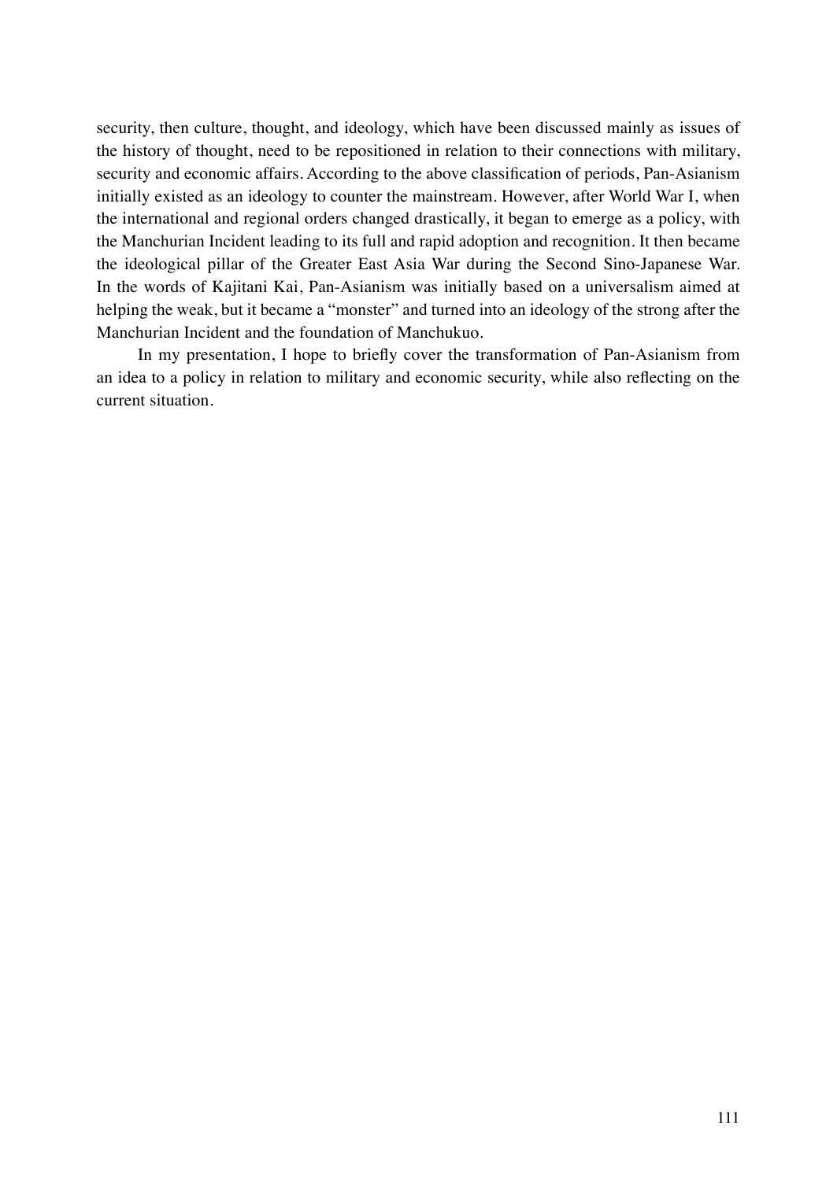security, then culture, thought, and ideology, which have been discussed mainly as issues of the history of thought, need to be repositioned in relation to their connections with military, security and economic affairs. According to the above classification of periods, Pan-Asianism initially existed as an ideology to counter the mainstream. However, after World War I, when the international and regional orders changed drastically, it began to emerge as a policy, with the Manchurian Incident leading to its full and rapid adoption and recognition. It then became the ideological pillar of the Greater East Asia War during the Second Sino-Japanese War. In the words of Kajitani Kai, Pan-Asianism was initially based on a universalism aimed at helping the weak, but it became a "monster" and turned into an ideology of the strong after the Manchurian Incident and the foundation of Manchukuo.

In my presentation, I hope to briefly cover the transformation of Pan-Asianism from an idea to a policy in relation to military and economic security, while also reflecting on the current situation.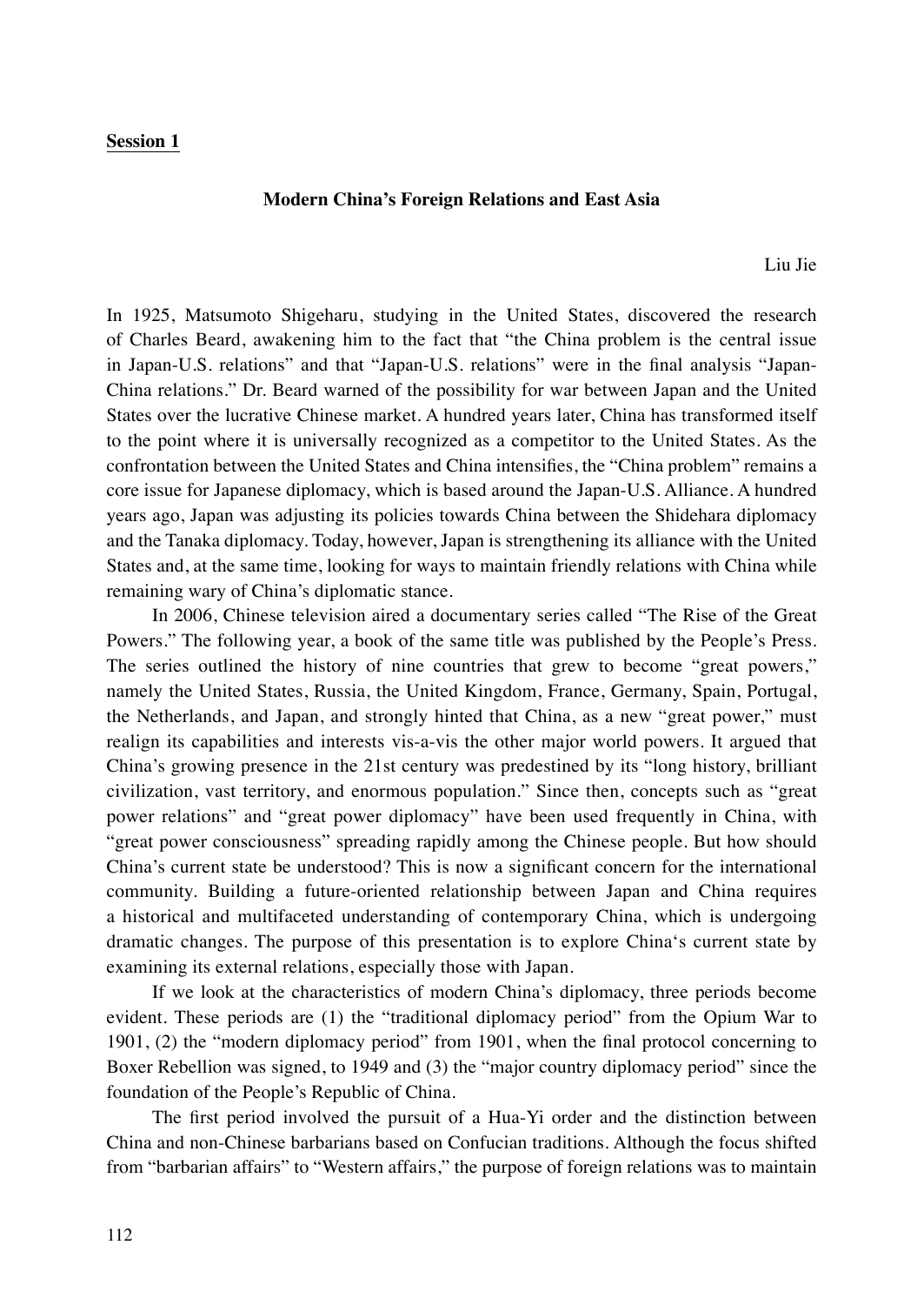**Session 1**

## Modern China's Foreign Relations and East Asia

Liu Jie

In 1925, Matsumoto Shigeharu, studying in the United States, discovered the research of Charles Beard, awakening him to the fact that "the China problem is the central issue in Japan-U.S. relations" and that "Japan-U.S. relations" were in the final analysis "Japan-China relations." Dr. Beard warned of the possibility for war between Japan and the United States over the lucrative Chinese market. A hundred years later, China has transformed itself to the point where it is universally recognized as a competitor to the United States. As the confrontation between the United States and China intensifies, the "China problem" remains a core issue for Japanese diplomacy, which is based around the Japan-U.S. Alliance. A hundred years ago, Japan was adjusting its policies towards China between the Shidehara diplomacy and the Tanaka diplomacy. Today, however, Japan is strengthening its alliance with the United States and, at the same time, looking for ways to maintain friendly relations with China while remaining wary of China's diplomatic stance.

In 2006, Chinese television aired a documentary series called "The Rise of the Great Powers." The following year, a book of the same title was published by the People's Press. The series outlined the history of nine countries that grew to become "great powers," namely the United States, Russia, the United Kingdom, France, Germany, Spain, Portugal, the Netherlands, and Japan, and strongly hinted that China, as a new "great power," must realign its capabilities and interests vis-a-vis the other major world powers. It argued that China's growing presence in the 21st century was predestined by its "long history, brilliant civilization, vast territory, and enormous population." Since then, concepts such as "great power relations" and "great power diplomacy" have been used frequently in China, with "great power consciousness" spreading rapidly among the Chinese people. But how should China's current state be understood? This is now a significant concern for the international community. Building a future-oriented relationship between Japan and China requires a historical and multifaceted understanding of contemporary China, which is undergoing dramatic changes. The purpose of this presentation is to explore China's current state by examining its external relations, especially those with Japan.

If we look at the characteristics of modern China's diplomacy, three periods become evident. These periods are (1) the "traditional diplomacy period" from the Opium War to 1901, (2) the "modern diplomacy period" from 1901, when the final protocol concerning to Boxer Rebellion was signed, to 1949 and (3) the "major country diplomacy period" since the foundation of the People's Republic of China.

The first period involved the pursuit of a Hua-Yi order and the distinction between China and non-Chinese barbarians based on Confucian traditions. Although the focus shifted from "barbarian affairs" to "Western affairs," the purpose of foreign relations was to maintain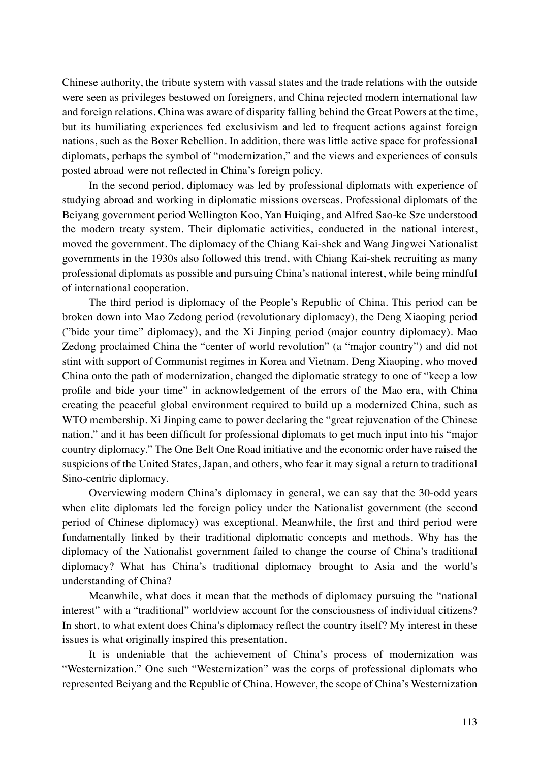Chinese authority, the tribute system with vassal states and the trade relations with the outside were seen as privileges bestowed on foreigners, and China rejected modern international law and foreign relations. China was aware of disparity falling behind the Great Powers at the time, but its humiliating experiences fed exclusivism and led to frequent actions against foreign nations, such as the Boxer Rebellion. In addition, there was little active space for professional diplomats, perhaps the symbol of "modernization," and the views and experiences of consuls posted abroad were not reflected in China's foreign policy.

In the second period, diplomacy was led by professional diplomats with experience of studying abroad and working in diplomatic missions overseas. Professional diplomats of the Beiyang government period Wellington Koo, Yan Huiqing, and Alfred Sao-ke Sze understood the modern treaty system. Their diplomatic activities, conducted in the national interest, moved the government. The diplomacy of the Chiang Kai-shek and Wang Jingwei Nationalist governments in the 1930s also followed this trend, with Chiang Kai-shek recruiting as many professional diplomats as possible and pursuing China's national interest, while being mindful of international cooperation.

The third period is diplomacy of the People's Republic of China. This period can be broken down into Mao Zedong period (revolutionary diplomacy), the Deng Xiaoping period ("bide your time" diplomacy), and the Xi Jinping period (major country diplomacy). Mao Zedong proclaimed China the "center of world revolution" (a "major country") and did not stint with support of Communist regimes in Korea and Vietnam. Deng Xiaoping, who moved China onto the path of modernization, changed the diplomatic strategy to one of "keep a low profile and bide your time" in acknowledgement of the errors of the Mao era, with China creating the peaceful global environment required to build up a modernized China, such as WTO membership. Xi Jinping came to power declaring the "great rejuvenation of the Chinese nation," and it has been difficult for professional diplomats to get much input into his "major country diplomacy." The One Belt One Road initiative and the economic order have raised the suspicions of the United States, Japan, and others, who fear it may signal a return to traditional Sino-centric diplomacy.

Overviewing modern China's diplomacy in general, we can say that the 30-odd years when elite diplomats led the foreign policy under the Nationalist government (the second period of Chinese diplomacy) was exceptional. Meanwhile, the first and third period were fundamentally linked by their traditional diplomatic concepts and methods. Why has the diplomacy of the Nationalist government failed to change the course of China's traditional diplomacy? What has China's traditional diplomacy brought to Asia and the world's understanding of China?

Meanwhile, what does it mean that the methods of diplomacy pursuing the "national interest" with a "traditional" worldview account for the consciousness of individual citizens? In short, to what extent does China's diplomacy reflect the country itself? My interest in these issues is what originally inspired this presentation.

It is undeniable that the achievement of China's process of modernization was "Westernization." One such "Westernization" was the corps of professional diplomats who represented Beiyang and the Republic of China. However, the scope of China's Westernization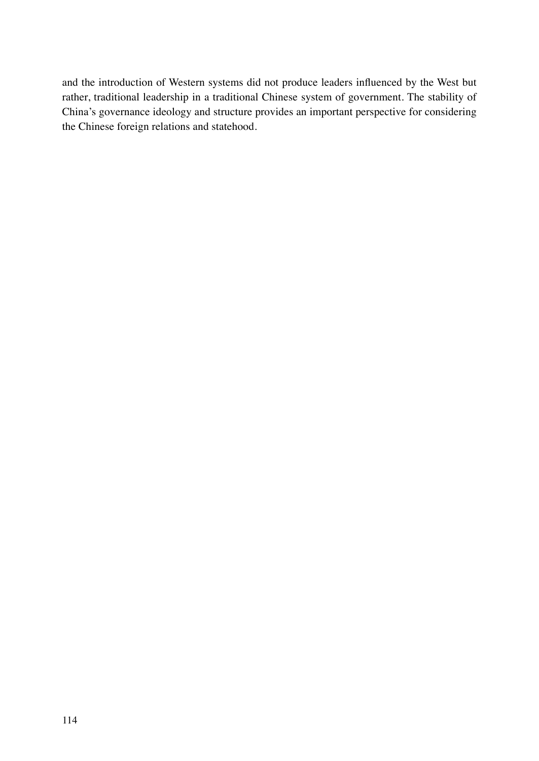and the introduction of Western systems did not produce leaders influenced by the West but rather, traditional leadership in a traditional Chinese system of government. The stability of China's governance ideology and structure provides an important perspective for considering the Chinese foreign relations and statehood.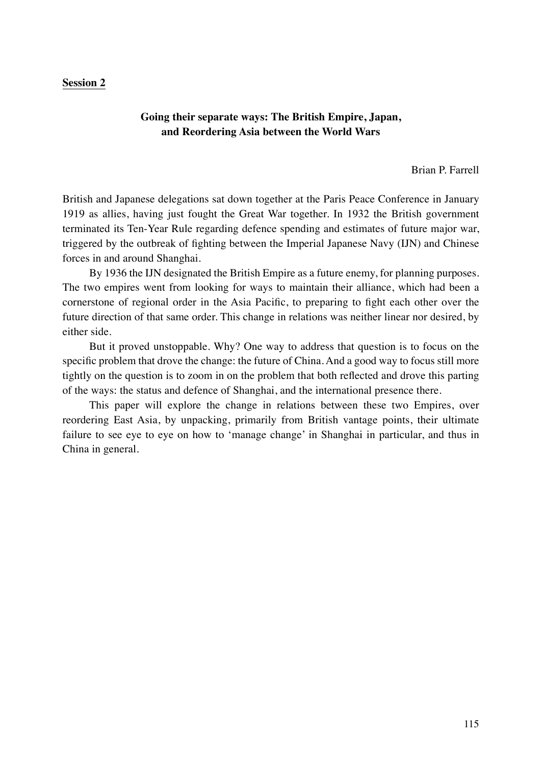**Session 2**

## Going their separate ways: The British Empire, Japan, and Reordering Asia between the World Wars

Brian P. Farrell

British and Japanese delegations sat down together at the Paris Peace Conference in January 1919 as allies, having just fought the Great War together. In 1932 the British government terminated its Ten-Year Rule regarding defence spending and estimates of future major war, triggered by the outbreak of fighting between the Imperial Japanese Navy (IJN) and Chinese forces in and around Shanghai.

By 1936 the IJN designated the British Empire as a future enemy, for planning purposes. The two empires went from looking for ways to maintain their alliance, which had been a cornerstone of regional order in the Asia Pacific, to preparing to fight each other over the future direction of that same order. This change in relations was neither linear nor desired, by either side.

But it proved unstoppable. Why? One way to address that question is to focus on the specific problem that drove the change: the future of China. And a good way to focus still more tightly on the question is to zoom in on the problem that both reflected and drove this parting of the ways: the status and defence of Shanghai, and the international presence there.

This paper will explore the change in relations between these two Empires, over reordering East Asia, by unpacking, primarily from British vantage points, their ultimate failure to see eye to eye on how to 'manage change' in Shanghai in particular, and thus in China in general.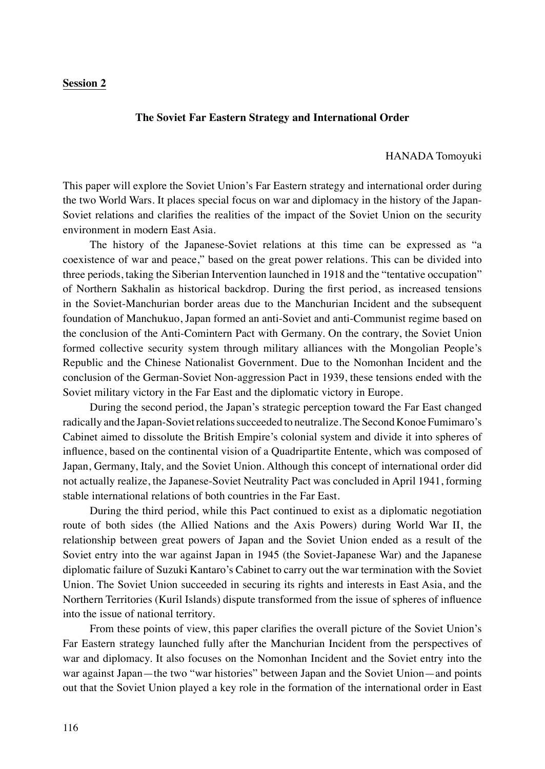**Session 2**

### The Soviet Far Eastern Strategy and International Order

HANADA Tomoyuki

This paper will explore the Soviet Union's Far Eastern strategy and international order during the two World Wars. It places special focus on war and diplomacy in the history of the Japan-Soviet relations and clarifies the realities of the impact of the Soviet Union on the security environment in modern East Asia.

The history of the Japanese-Soviet relations at this time can be expressed as "a coexistence of war and peace," based on the great power relations. This can be divided into three periods, taking the Siberian Intervention launched in 1918 and the "tentative occupation" of Northern Sakhalin as historical backdrop. During the first period, as increased tensions in the Soviet-Manchurian border areas due to the Manchurian Incident and the subsequent foundation of Manchukuo, Japan formed an anti-Soviet and anti-Communist regime based on the conclusion of the Anti-Comintern Pact with Germany. On the contrary, the Soviet Union formed collective security system through military alliances with the Mongolian People's Republic and the Chinese Nationalist Government. Due to the Nomonhan Incident and the conclusion of the German-Soviet Non-aggression Pact in 1939, these tensions ended with the Soviet military victory in the Far East and the diplomatic victory in Europe.

During the second period, the Japan's strategic perception toward the Far East changed radically and the Japan-Soviet relations succeeded to neutralize. The Second Konoe Fumimaro's Cabinet aimed to dissolute the British Empire's colonial system and divide it into spheres of influence, based on the continental vision of a Quadripartite Entente, which was composed of Japan, Germany, Italy, and the Soviet Union. Although this concept of international order did not actually realize, the Japanese-Soviet Neutrality Pact was concluded in April 1941, forming stable international relations of both countries in the Far East.

During the third period, while this Pact continued to exist as a diplomatic negotiation route of both sides (the Allied Nations and the Axis Powers) during World War II, the relationship between great powers of Japan and the Soviet Union ended as a result of the Soviet entry into the war against Japan in 1945 (the Soviet-Japanese War) and the Japanese diplomatic failure of Suzuki Kantaro's Cabinet to carry out the war termination with the Soviet Union. The Soviet Union succeeded in securing its rights and interests in East Asia, and the Northern Territories (Kuril Islands) dispute transformed from the issue of spheres of influence into the issue of national territory.

From these points of view, this paper clarifies the overall picture of the Soviet Union's Far Eastern strategy launched fully after the Manchurian Incident from the perspectives of war and diplomacy. It also focuses on the Nomonhan Incident and the Soviet entry into the war against Japan—the two "war histories" between Japan and the Soviet Union—and points out that the Soviet Union played a key role in the formation of the international order in East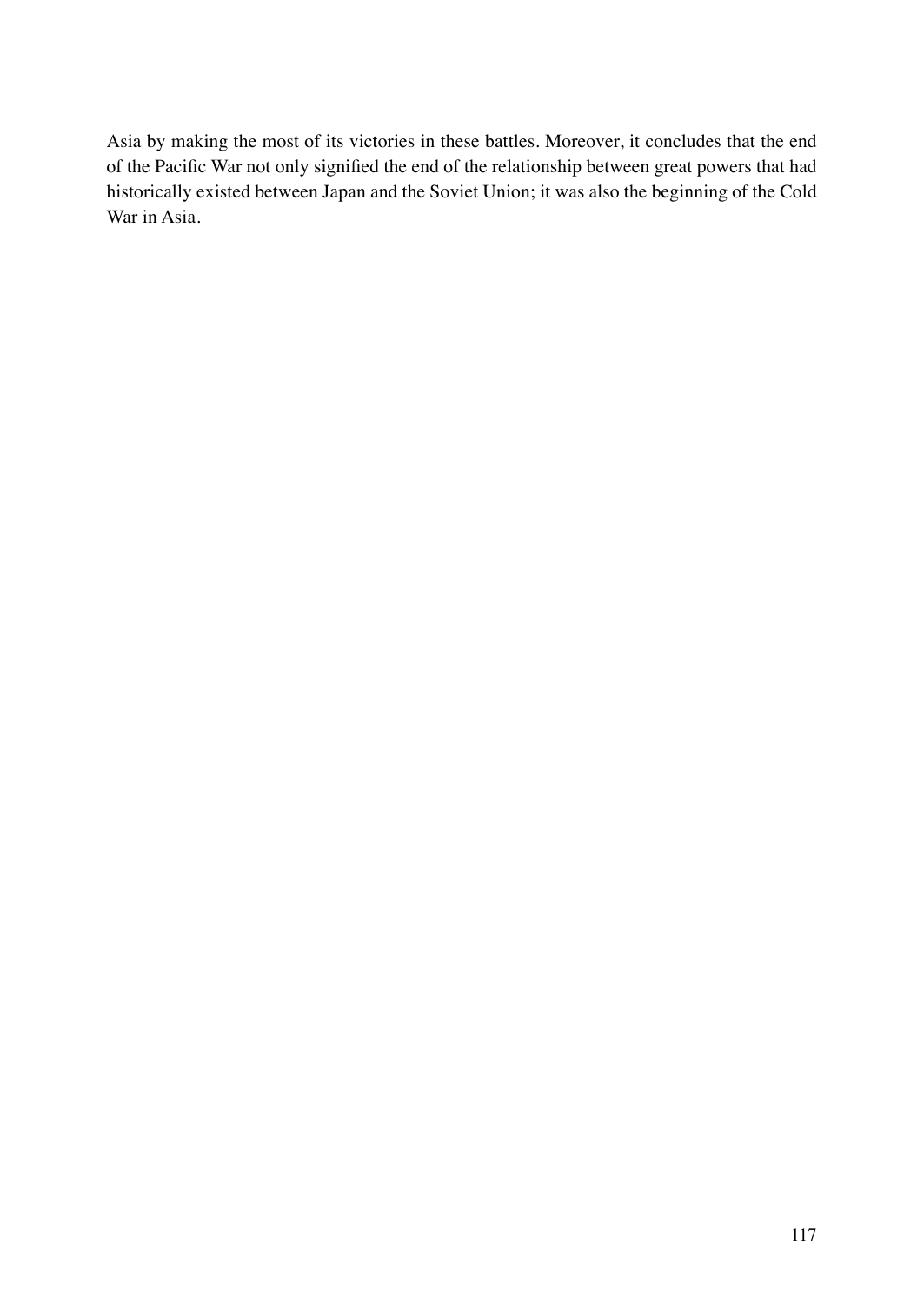Asia by making the most of its victories in these battles. Moreover, it concludes that the end of the Pacific War not only signified the end of the relationship between great powers that had historically existed between Japan and the Soviet Union; it was also the beginning of the Cold War in Asia.